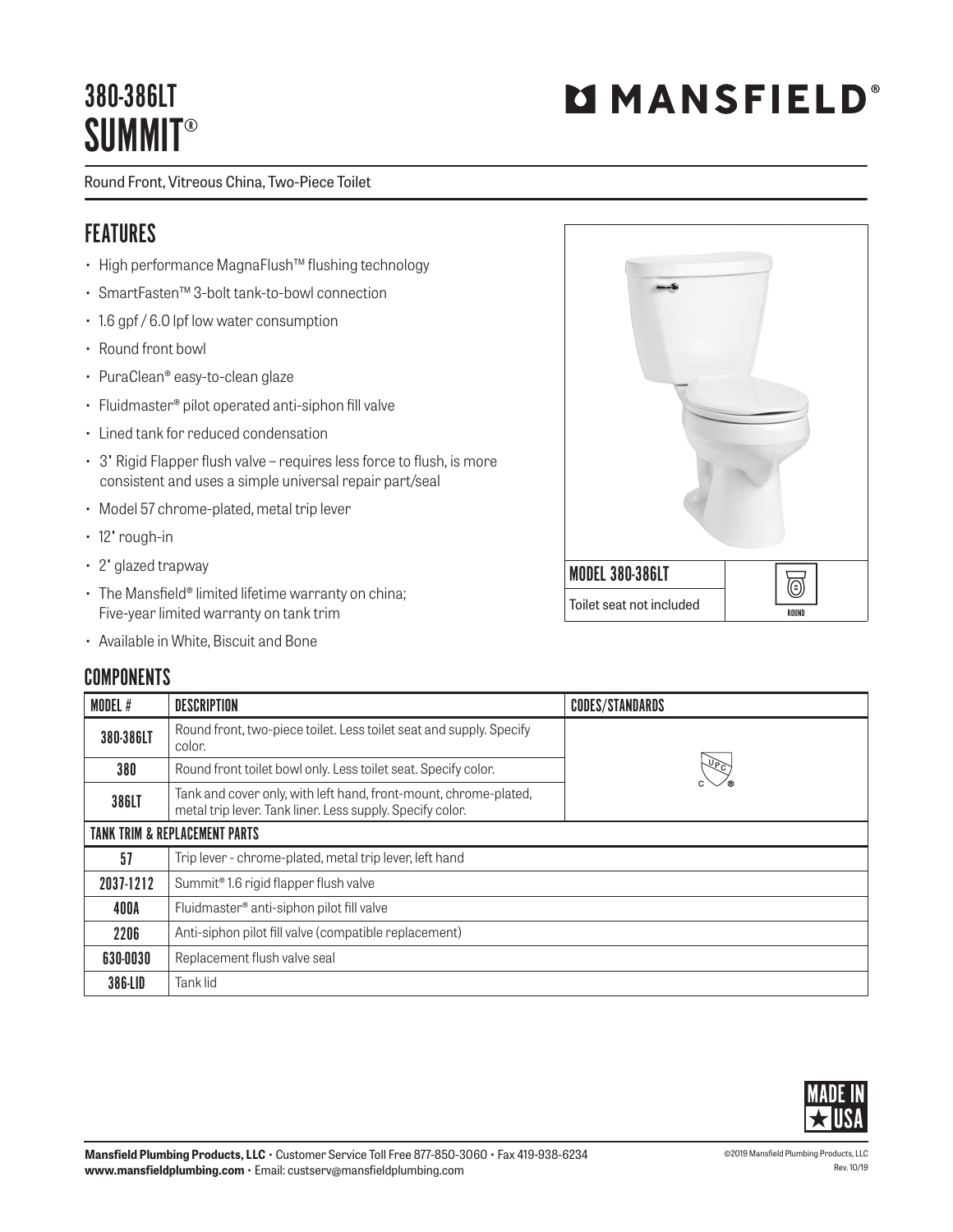# 380-386LT
# SUMMIT®

MANSFIELD®

Round Front, Vitreous China, Two-Piece Toilet

## FEATURES

- High performance MagnaFlush™ flushing technology
- SmartFasten™ 3-bolt tank-to-bowl connection
- 1.6 gpf / 6.0 lpf low water consumption
- Round front bowl
- PuraClean® easy-to-clean glaze
- Fluidmaster® pilot operated anti-siphon fill valve
- Lined tank for reduced condensation
- 3" Rigid Flapper flush valve – requires less force to flush, is more consistent and uses a simple universal repair part/seal
- Model 57 chrome-plated, metal trip lever
- 12" rough-in
- 2" glazed trapway
- The Mansfield® limited lifetime warranty on china; Five-year limited warranty on tank trim
- Available in White, Biscuit and Bone

| MODEL 380-386LT | ROUND |
|---|---|
| Toilet seat not included | |

## COMPONENTS

| MODEL # | DESCRIPTION | CODES/STANDARDS |
|---|---|---|
| 380-386LT | Round front, two-piece toilet. Less toilet seat and supply. Specify color. | cUPC® |
| 380 | Round front toilet bowl only. Less toilet seat. Specify color. | |
| 386LT | Tank and cover only, with left hand, front-mount, chrome-plated, metal trip lever. Tank liner. Less supply. Specify color. | |

| TANK TRIM & REPLACEMENT PARTS | |
|---|---|
| 57 | Trip lever - chrome-plated, metal trip lever, left hand |
| 2037-1212 | Summit® 1.6 rigid flapper flush valve |
| 400A | Fluidmaster® anti-siphon pilot fill valve |
| 2206 | Anti-siphon pilot fill valve (compatible replacement) |
| 630-0030 | Replacement flush valve seal |
| 386-LID | Tank lid |

MADE IN USA

**Mansfield Plumbing Products, LLC** • Customer Service Toll Free 877-850-3060 • Fax 419-938-6234
**www.mansfieldplumbing.com** • Email: custserv@mansfieldplumbing.com

©2019 Mansfield Plumbing Products, LLC
Rev. 10/19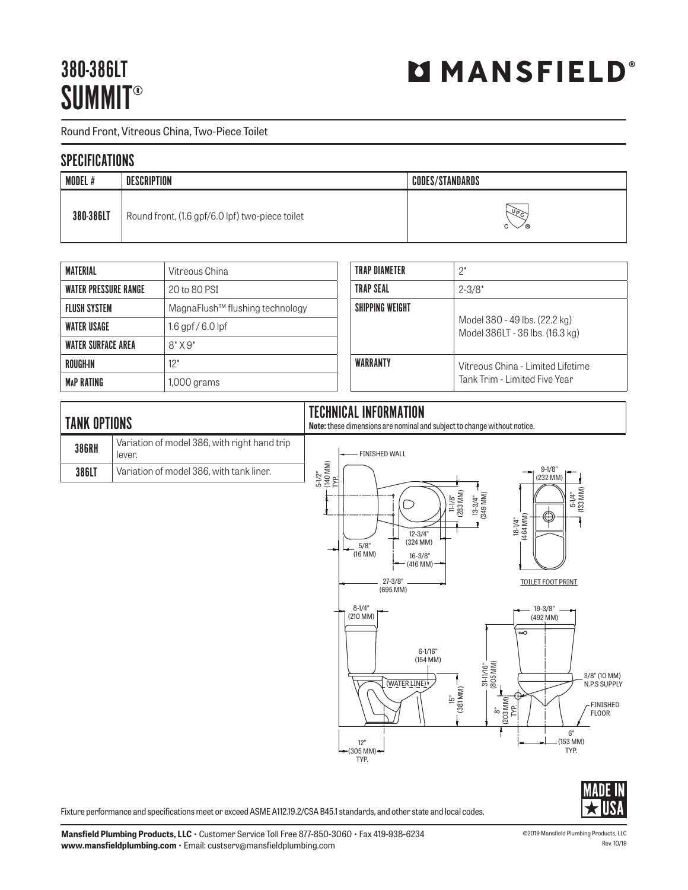# 380-386LT SUMMIT®

MANSFIELD®

Round Front, Vitreous China, Two-Piece Toilet

## SPECIFICATIONS

| MODEL # | DESCRIPTION | CODES/STANDARDS |
|---|---|---|
| 380-386LT | Round front, (1.6 gpf/6.0 lpf) two-piece toilet | UPC |

| | |
|---|---|
| MATERIAL | Vitreous China |
| WATER PRESSURE RANGE | 20 to 80 PSI |
| FLUSH SYSTEM | MagnaFlush™ flushing technology |
| WATER USAGE | 1.6 gpf / 6.0 lpf |
| WATER SURFACE AREA | 8" X 9" |
| ROUGH-IN | 12" |
| MaP RATING | 1,000 grams |

| | |
|---|---|
| TRAP DIAMETER | 2" |
| TRAP SEAL | 2-3/8" |
| SHIPPING WEIGHT | Model 380 - 49 lbs. (22.2 kg)<br>Model 386LT - 36 lbs. (16.3 kg) |
| WARRANTY | Vitreous China - Limited Lifetime<br>Tank Trim - Limited Five Year |

## TANK OPTIONS

| | |
|---|---|
| 386RH | Variation of model 386, with right hand trip lever. |
| 386LT | Variation of model 386, with tank liner. |

## TECHNICAL INFORMATION

**Note:** these dimensions are nominal and subject to change without notice.

FINISHED WALL
5-1/2" (140 MM) TYP.
11-1/8" (283 MM)
13-3/4" (349 MM)
12-3/4" (324 MM)
5/8" (16 MM)
16-3/8" (416 MM)
27-3/8" (695 MM)
9-1/8" (232 MM)
5-1/4" (133 MM)
18-1/4" (464 MM)
TOILET FOOT PRINT
8-1/4" (210 MM)
6-1/16" (154 MM)
(WATER LINE)
15" (381 MM)
12" (305 MM) TYP.
19-3/8" (492 MM)
31-11/16" (805 MM)
8" (203 MM) TYP.
3/8" (10 MM) N.P.S SUPPLY
FINISHED FLOOR
6" (153 MM) TYP.

Fixture performance and specifications meet or exceed ASME A112.19.2/CSA B45.1 standards, and other state and local codes.

MADE IN USA

**Mansfield Plumbing Products, LLC** • Customer Service Toll Free 877-850-3060 • Fax 419-938-6234
**www.mansfieldplumbing.com** • Email: custserv@mansfieldplumbing.com

©2019 Mansfield Plumbing Products, LLC
Rev. 10/19